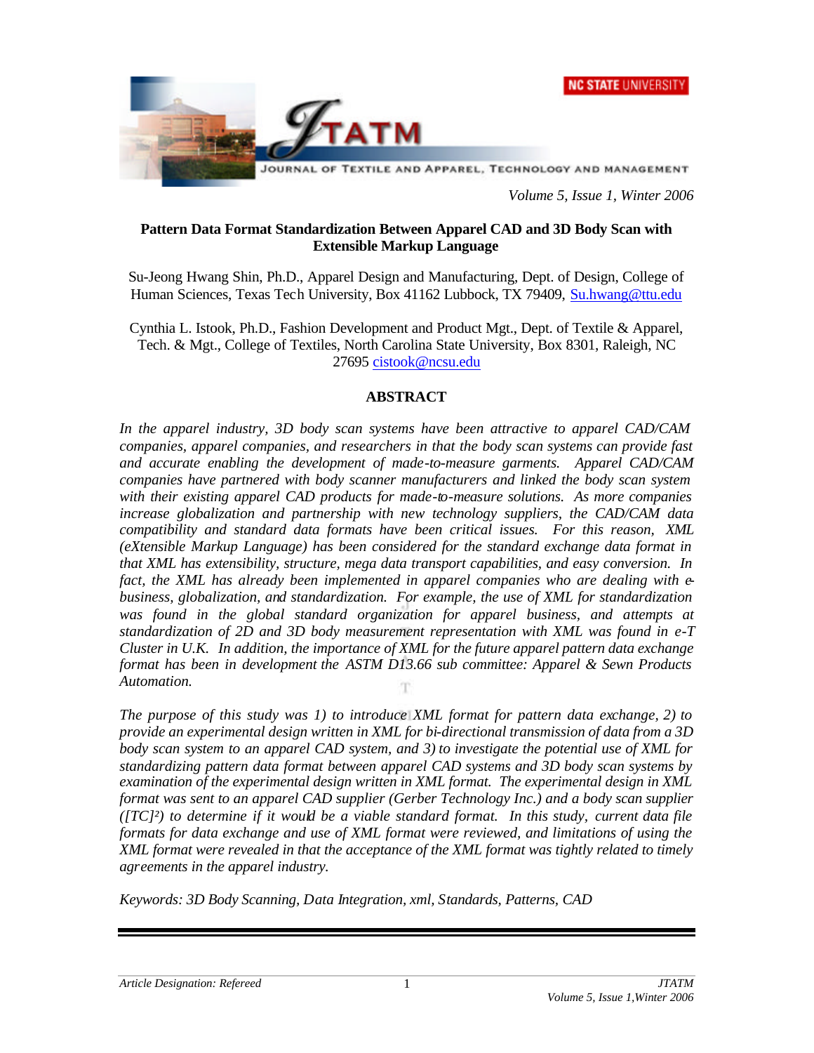Volume 5, Issue 1, Winter 2006

# Pattern Data Format Standardization Between Apparel CAD and 3D Body Scan with Extensible Markup Language

Su-Jeong Hwang Shin, Ph.D., Apparel Design and Manufacturing, Dept. of Design, College of Human Sciences, Texas Tech University, Box 41162 Lubbock, TX 79409, Su.hwang@ttu.edu

Cynthia L. Istook, Ph.D., Fashion Development and Product Mgt., Dept. of Textile & Apparel, Tech. & Mgt., College of Textiles, North Carolina State University, Box 8301, Raleigh, NC 27695 cistook@ncsu.edu

## ABSTRACT

*In the apparel industry, 3D body scan systems have been attractive to apparel CAD/CAM companies, apparel companies, and researchers in that the body scan systems can provide fast and accurate enabling the development of made-to-measure garments. Apparel CAD/CAM companies have partnered with body scanner manufacturers and linked the body scan system with their existing apparel CAD products for made-to-measure solutions. As more companies increase globalization and partnership with new technology suppliers, the CAD/CAM data compatibility and standard data formats have been critical issues. For this reason, XML (eXtensible Markup Language) has been considered for the standard exchange data format in that XML has extensibility, structure, mega data transport capabilities, and easy conversion. In fact, the XML has already been implemented in apparel companies who are dealing with e-business, globalization, and standardization. For example, the use of XML for standardization was found in the global standard organization for apparel business, and attempts at standardization of 2D and 3D body measurement representation with XML was found in e-T Cluster in U.K. In addition, the importance of XML for the future apparel pattern data exchange format has been in development the ASTM D13.66 sub committee: Apparel & Sewn Products Automation.*

*The purpose of this study was 1) to introduce XML format for pattern data exchange, 2) to provide an experimental design written in XML for bi-directional transmission of data from a 3D body scan system to an apparel CAD system, and 3) to investigate the potential use of XML for standardizing pattern data format between apparel CAD systems and 3D body scan systems by examination of the experimental design written in XML format. The experimental design in XML format was sent to an apparel CAD supplier (Gerber Technology Inc.) and a body scan supplier ([TC]²) to determine if it would be a viable standard format. In this study, current data file formats for data exchange and use of XML format were reviewed, and limitations of using the XML format were revealed in that the acceptance of the XML format was tightly related to timely agreements in the apparel industry.*

*Keywords: 3D Body Scanning, Data Integration, xml, Standards, Patterns, CAD*

Article Designation: Refereed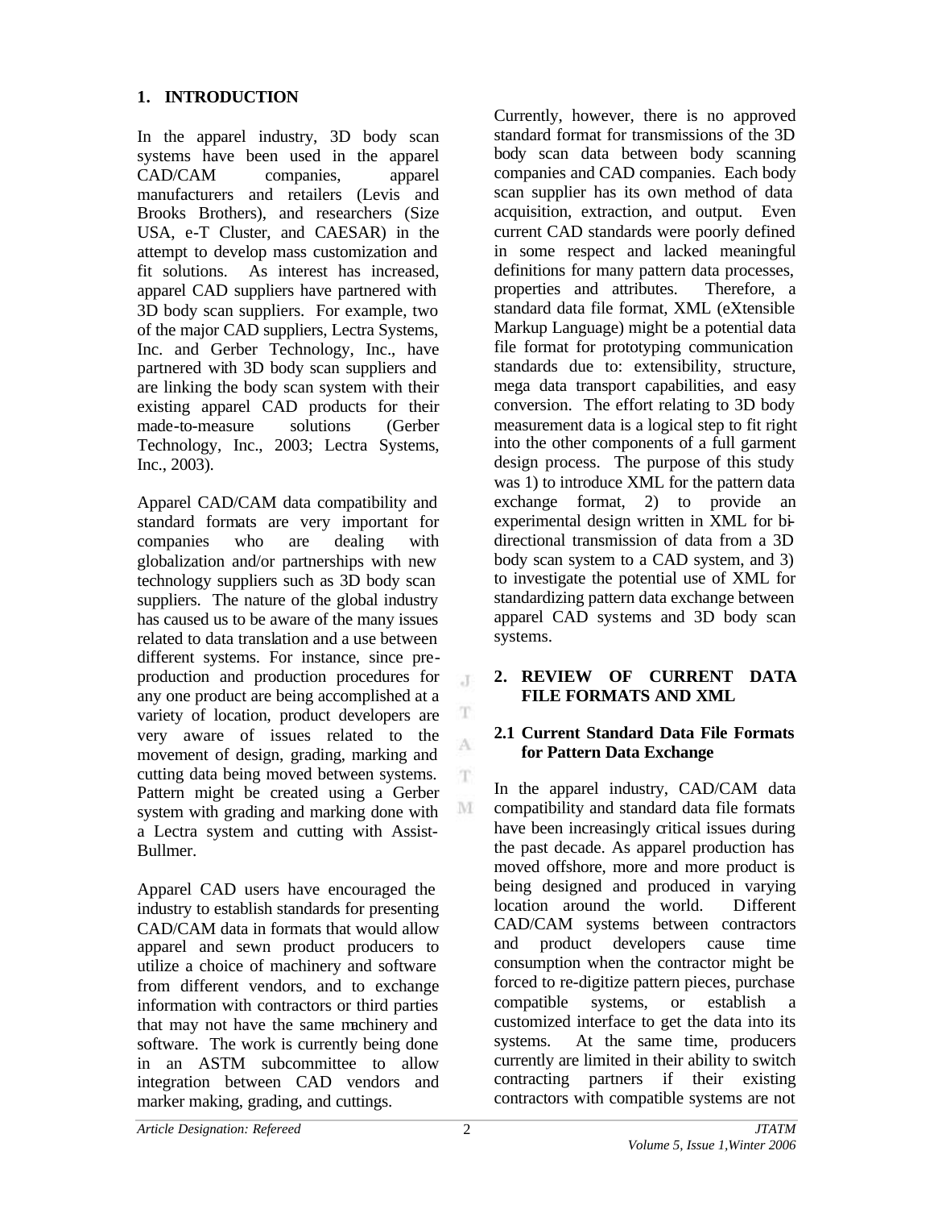## 1. INTRODUCTION

In the apparel industry, 3D body scan systems have been used in the apparel CAD/CAM companies, apparel manufacturers and retailers (Levis and Brooks Brothers), and researchers (Size USA, e-T Cluster, and CAESAR) in the attempt to develop mass customization and fit solutions. As interest has increased, apparel CAD suppliers have partnered with 3D body scan suppliers. For example, two of the major CAD suppliers, Lectra Systems, Inc. and Gerber Technology, Inc., have partnered with 3D body scan suppliers and are linking the body scan system with their existing apparel CAD products for their made-to-measure solutions (Gerber Technology, Inc., 2003; Lectra Systems, Inc., 2003).

Apparel CAD/CAM data compatibility and standard formats are very important for companies who are dealing with globalization and/or partnerships with new technology suppliers such as 3D body scan suppliers. The nature of the global industry has caused us to be aware of the many issues related to data translation and a use between different systems. For instance, since pre-production and production procedures for any one product are being accomplished at a variety of location, product developers are very aware of issues related to the movement of design, grading, marking and cutting data being moved between systems. Pattern might be created using a Gerber system with grading and marking done with a Lectra system and cutting with Assist-Bullmer.

Apparel CAD users have encouraged the industry to establish standards for presenting CAD/CAM data in formats that would allow apparel and sewn product producers to utilize a choice of machinery and software from different vendors, and to exchange information with contractors or third parties that may not have the same machinery and software. The work is currently being done in an ASTM subcommittee to allow integration between CAD vendors and marker making, grading, and cuttings.

Currently, however, there is no approved standard format for transmissions of the 3D body scan data between body scanning companies and CAD companies. Each body scan supplier has its own method of data acquisition, extraction, and output. Even current CAD standards were poorly defined in some respect and lacked meaningful definitions for many pattern data processes, properties and attributes. Therefore, a standard data file format, XML (eXtensible Markup Language) might be a potential data file format for prototyping communication standards due to: extensibility, structure, mega data transport capabilities, and easy conversion. The effort relating to 3D body measurement data is a logical step to fit right into the other components of a full garment design process. The purpose of this study was 1) to introduce XML for the pattern data exchange format, 2) to provide an experimental design written in XML for bi-directional transmission of data from a 3D body scan system to a CAD system, and 3) to investigate the potential use of XML for standardizing pattern data exchange between apparel CAD systems and 3D body scan systems.

## 2. REVIEW OF CURRENT DATA FILE FORMATS AND XML

### 2.1 Current Standard Data File Formats for Pattern Data Exchange

In the apparel industry, CAD/CAM data compatibility and standard data file formats have been increasingly critical issues during the past decade. As apparel production has moved offshore, more and more product is being designed and produced in varying location around the world. Different CAD/CAM systems between contractors and product developers cause time consumption when the contractor might be forced to re-digitize pattern pieces, purchase compatible systems, or establish a customized interface to get the data into its systems. At the same time, producers currently are limited in their ability to switch contracting partners if their existing contractors with compatible systems are not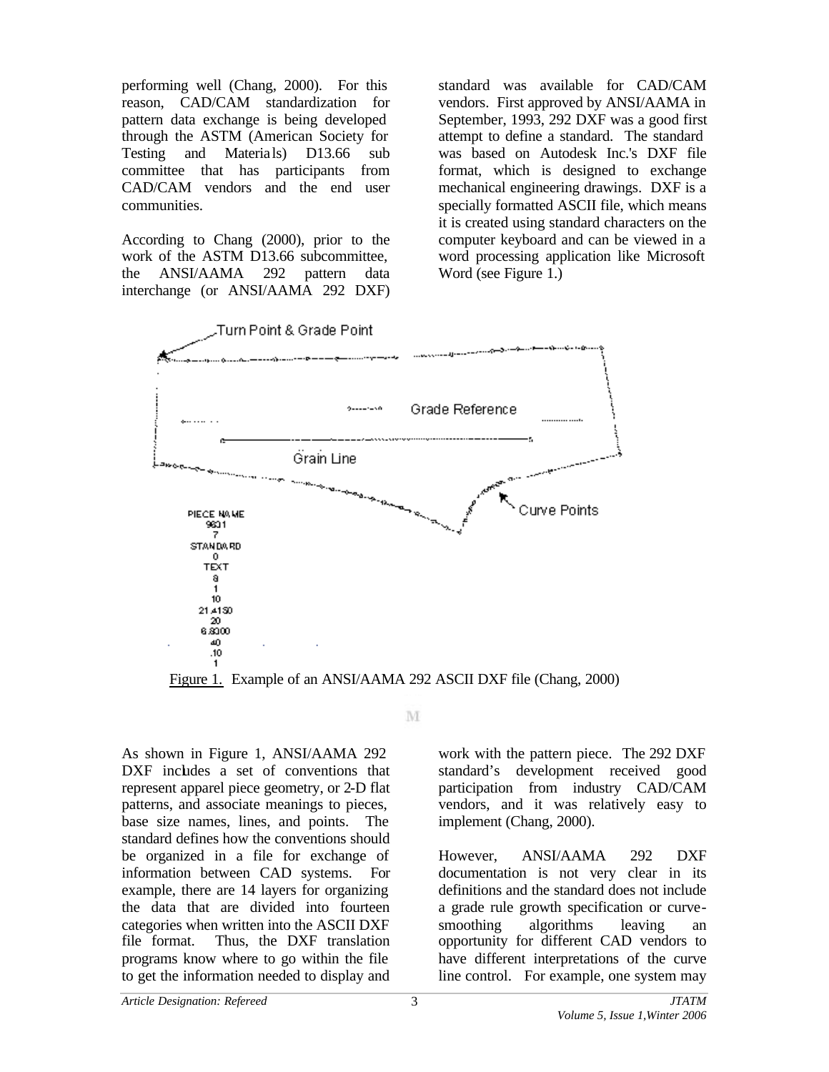performing well (Chang, 2000). For this reason, CAD/CAM standardization for pattern data exchange is being developed through the ASTM (American Society for Testing and Materials) D13.66 sub committee that has participants from CAD/CAM vendors and the end user communities.

According to Chang (2000), prior to the work of the ASTM D13.66 subcommittee, the ANSI/AAMA 292 pattern data interchange (or ANSI/AAMA 292 DXF) standard was available for CAD/CAM vendors. First approved by ANSI/AAMA in September, 1993, 292 DXF was a good first attempt to define a standard. The standard was based on Autodesk Inc.'s DXF file format, which is designed to exchange mechanical engineering drawings. DXF is a specially formatted ASCII file, which means it is created using standard characters on the computer keyboard and can be viewed in a word processing application like Microsoft Word (see Figure 1.)

Figure 1. Example of an ANSI/AAMA 292 ASCII DXF file (Chang, 2000)

As shown in Figure 1, ANSI/AAMA 292 DXF includes a set of conventions that represent apparel piece geometry, or 2-D flat patterns, and associate meanings to pieces, base size names, lines, and points. The standard defines how the conventions should be organized in a file for exchange of information between CAD systems. For example, there are 14 layers for organizing the data that are divided into fourteen categories when written into the ASCII DXF file format. Thus, the DXF translation programs know where to go within the file to get the information needed to display and work with the pattern piece. The 292 DXF standard's development received good participation from industry CAD/CAM vendors, and it was relatively easy to implement (Chang, 2000).

However, ANSI/AAMA 292 DXF documentation is not very clear in its definitions and the standard does not include a grade rule growth specification or curve-smoothing algorithms leaving an opportunity for different CAD vendors to have different interpretations of the curve line control. For example, one system may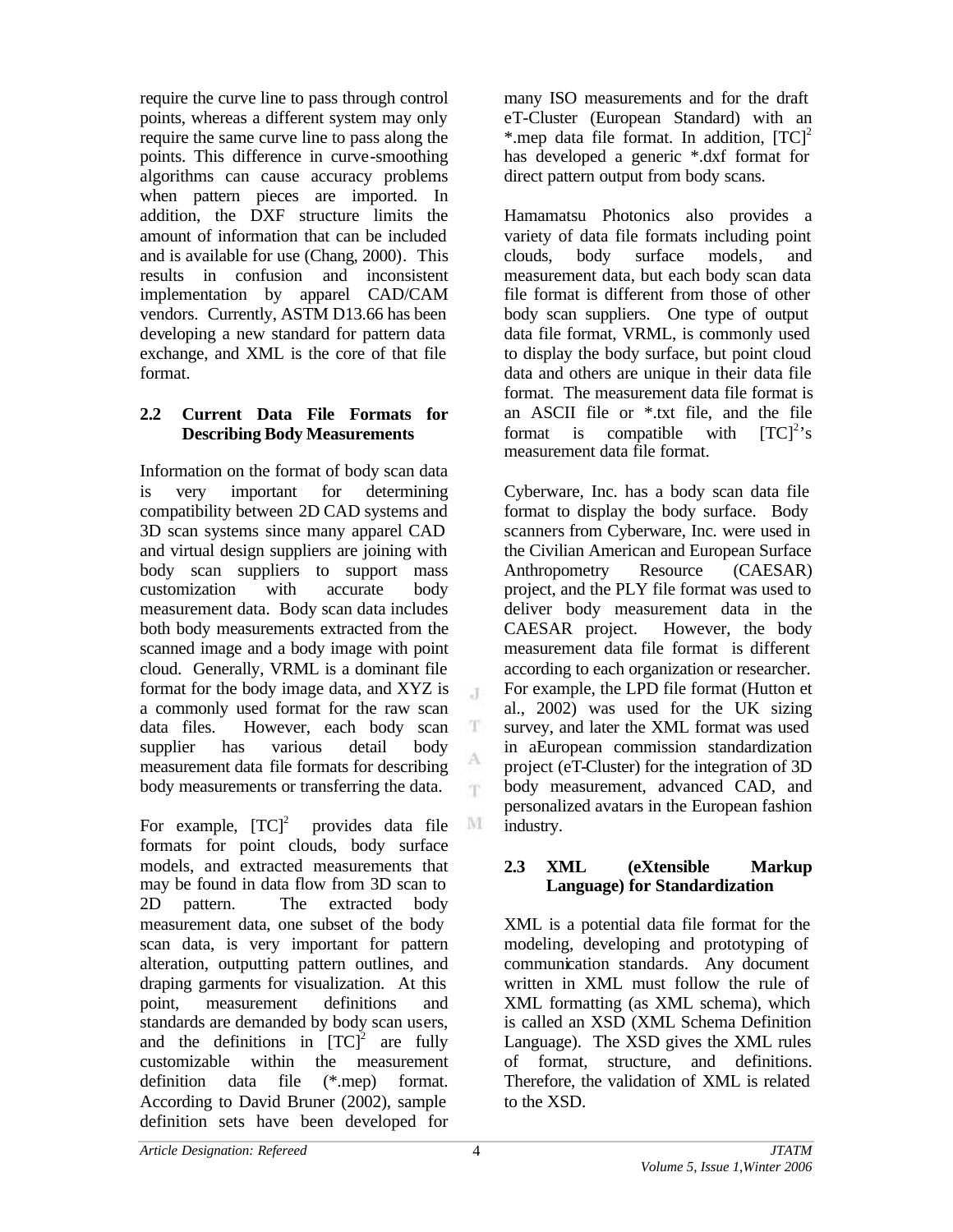require the curve line to pass through control points, whereas a different system may only require the same curve line to pass along the points. This difference in curve-smoothing algorithms can cause accuracy problems when pattern pieces are imported. In addition, the DXF structure limits the amount of information that can be included and is available for use (Chang, 2000). This results in confusion and inconsistent implementation by apparel CAD/CAM vendors. Currently, ASTM D13.66 has been developing a new standard for pattern data exchange, and XML is the core of that file format.

## 2.2 Current Data File Formats for Describing Body Measurements

Information on the format of body scan data is very important for determining compatibility between 2D CAD systems and 3D scan systems since many apparel CAD and virtual design suppliers are joining with body scan suppliers to support mass customization with accurate body measurement data. Body scan data includes both body measurements extracted from the scanned image and a body image with point cloud. Generally, VRML is a dominant file format for the body image data, and XYZ is a commonly used format for the raw scan data files. However, each body scan supplier has various detail body measurement data file formats for describing body measurements or transferring the data.

For example, $[TC]^2$ provides data file formats for point clouds, body surface models, and extracted measurements that may be found in data flow from 3D scan to 2D pattern. The extracted body measurement data, one subset of the body scan data, is very important for pattern alteration, outputting pattern outlines, and draping garments for visualization. At this point, measurement definitions and standards are demanded by body scan users, and the definitions in $[TC]^2$ are fully customizable within the measurement definition data file (*.mep) format. According to David Bruner (2002), sample definition sets have been developed for many ISO measurements and for the draft eT-Cluster (European Standard) with an *.mep data file format. In addition, $[TC]^2$ has developed a generic *.dxf format for direct pattern output from body scans.

Hamamatsu Photonics also provides a variety of data file formats including point clouds, body surface models, and measurement data, but each body scan data file format is different from those of other body scan suppliers. One type of output data file format, VRML, is commonly used to display the body surface, but point cloud data and others are unique in their data file format. The measurement data file format is an ASCII file or *.txt file, and the file format is compatible with $[TC]^2$'s measurement data file format.

Cyberware, Inc. has a body scan data file format to display the body surface. Body scanners from Cyberware, Inc. were used in the Civilian American and European Surface Anthropometry Resource (CAESAR) project, and the PLY file format was used to deliver body measurement data in the CAESAR project. However, the body measurement data file format is different according to each organization or researcher. For example, the LPD file format (Hutton et al., 2002) was used for the UK sizing survey, and later the XML format was used in aEuropean commission standardization project (eT-Cluster) for the integration of 3D body measurement, advanced CAD, and personalized avatars in the European fashion industry.

## 2.3 XML (eXtensible Markup Language) for Standardization

XML is a potential data file format for the modeling, developing and prototyping of communication standards. Any document written in XML must follow the rule of XML formatting (as XML schema), which is called an XSD (XML Schema Definition Language). The XSD gives the XML rules of format, structure, and definitions. Therefore, the validation of XML is related to the XSD.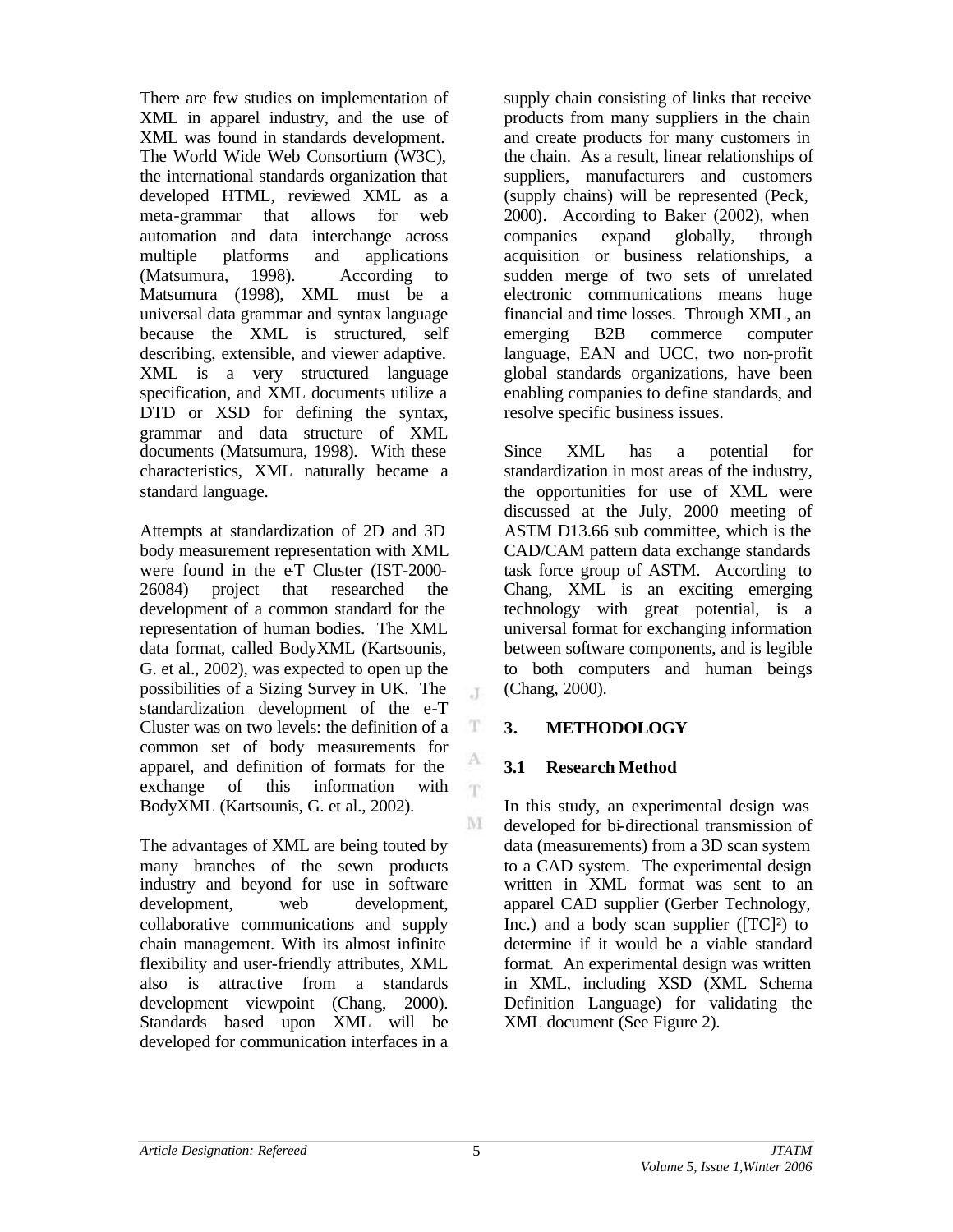There are few studies on implementation of XML in apparel industry, and the use of XML was found in standards development. The World Wide Web Consortium (W3C), the international standards organization that developed HTML, reviewed XML as a meta-grammar that allows for web automation and data interchange across multiple platforms and applications (Matsumura, 1998). According to Matsumura (1998), XML must be a universal data grammar and syntax language because the XML is structured, self describing, extensible, and viewer adaptive. XML is a very structured language specification, and XML documents utilize a DTD or XSD for defining the syntax, grammar and data structure of XML documents (Matsumura, 1998). With these characteristics, XML naturally became a standard language.

Attempts at standardization of 2D and 3D body measurement representation with XML were found in the e-T Cluster (IST-2000-26084) project that researched the development of a common standard for the representation of human bodies. The XML data format, called BodyXML (Kartsounis, G. et al., 2002), was expected to open up the possibilities of a Sizing Survey in UK. The standardization development of the e-T Cluster was on two levels: the definition of a common set of body measurements for apparel, and definition of formats for the exchange of this information with BodyXML (Kartsounis, G. et al., 2002).

The advantages of XML are being touted by many branches of the sewn products industry and beyond for use in software development, web development, collaborative communications and supply chain management. With its almost infinite flexibility and user-friendly attributes, XML also is attractive from a standards development viewpoint (Chang, 2000). Standards based upon XML will be developed for communication interfaces in a supply chain consisting of links that receive products from many suppliers in the chain and create products for many customers in the chain. As a result, linear relationships of suppliers, manufacturers and customers (supply chains) will be represented (Peck, 2000). According to Baker (2002), when companies expand globally, through acquisition or business relationships, a sudden merge of two sets of unrelated electronic communications means huge financial and time losses. Through XML, an emerging B2B commerce computer language, EAN and UCC, two non-profit global standards organizations, have been enabling companies to define standards, and resolve specific business issues.

Since XML has a potential for standardization in most areas of the industry, the opportunities for use of XML were discussed at the July, 2000 meeting of ASTM D13.66 sub committee, which is the CAD/CAM pattern data exchange standards task force group of ASTM. According to Chang, XML is an exciting emerging technology with great potential, is a universal format for exchanging information between software components, and is legible to both computers and human beings (Chang, 2000).

## 3. METHODOLOGY

### 3.1 Research Method

In this study, an experimental design was developed for bi-directional transmission of data (measurements) from a 3D scan system to a CAD system. The experimental design written in XML format was sent to an apparel CAD supplier (Gerber Technology, Inc.) and a body scan supplier ([TC]²) to determine if it would be a viable standard format. An experimental design was written in XML, including XSD (XML Schema Definition Language) for validating the XML document (See Figure 2).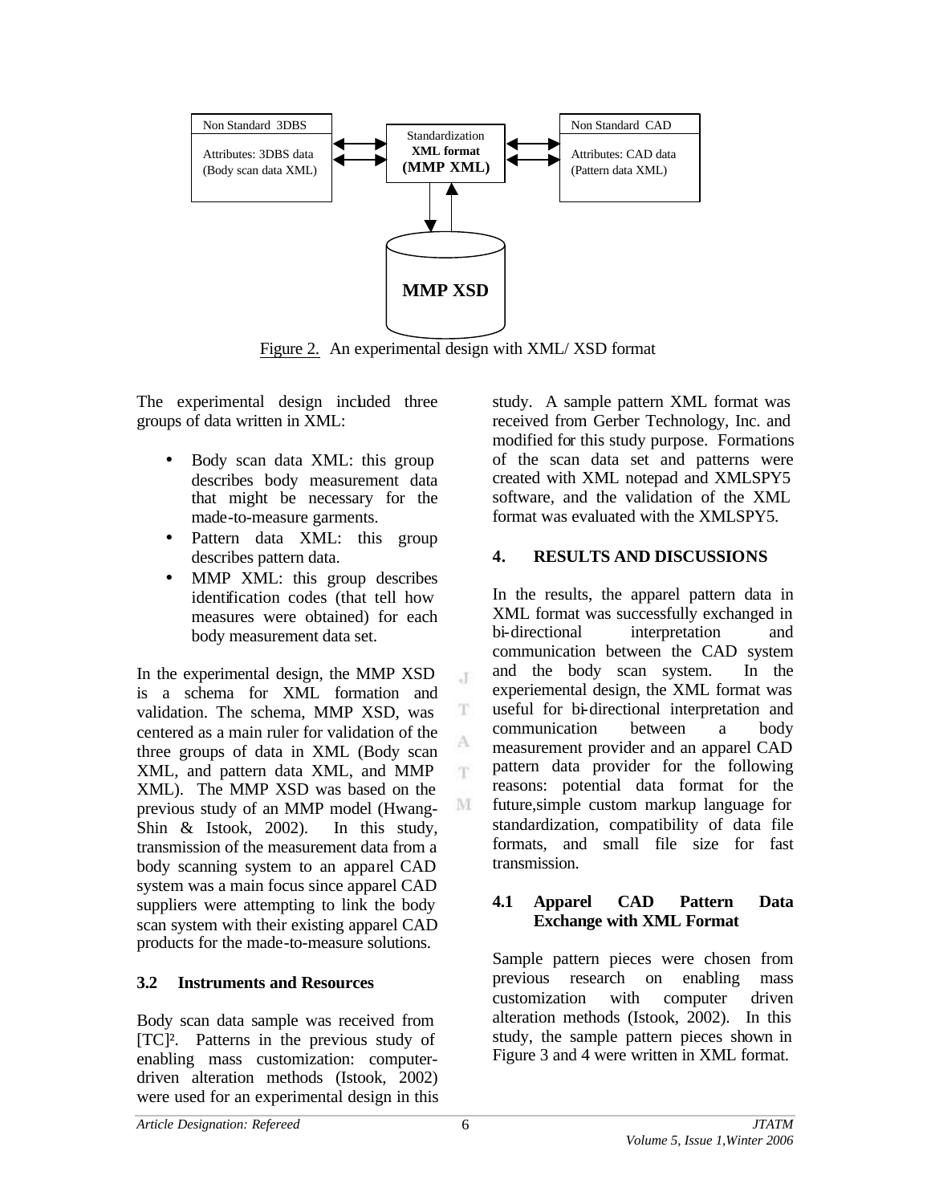Non Standard 3DBS

Attributes: 3DBS data (Body scan data XML)

Standardization **XML format** **(MMP XML)**

Non Standard CAD

Attributes: CAD data (Pattern data XML)

**MMP XSD**

Figure 2. An experimental design with XML/ XSD format

The experimental design included three groups of data written in XML:

- Body scan data XML: this group describes body measurement data that might be necessary for the made-to-measure garments.
- Pattern data XML: this group describes pattern data.
- MMP XML: this group describes identification codes (that tell how measures were obtained) for each body measurement data set.

In the experimental design, the MMP XSD is a schema for XML formation and validation. The schema, MMP XSD, was centered as a main ruler for validation of the three groups of data in XML (Body scan XML, and pattern data XML, and MMP XML). The MMP XSD was based on the previous study of an MMP model (Hwang-Shin & Istook, 2002). In this study, transmission of the measurement data from a body scanning system to an apparel CAD system was a main focus since apparel CAD suppliers were attempting to link the body scan system with their existing apparel CAD products for the made-to-measure solutions.

### 3.2 Instruments and Resources

Body scan data sample was received from [TC][2]. Patterns in the previous study of enabling mass customization: computer-driven alteration methods (Istook, 2002) were used for an experimental design in this study. A sample pattern XML format was received from Gerber Technology, Inc. and modified for this study purpose. Formations of the scan data set and patterns were created with XML notepad and XMLSPY5 software, and the validation of the XML format was evaluated with the XMLSPY5.

## 4. RESULTS AND DISCUSSIONS

In the results, the apparel pattern data in XML format was successfully exchanged in bi-directional interpretation and communication between the CAD system and the body scan system. In the experiemental design, the XML format was useful for bi-directional interpretation and communication between a body measurement provider and an apparel CAD pattern data provider for the following reasons: potential data format for the future,simple custom markup language for standardization, compatibility of data file formats, and small file size for fast transmission.

### 4.1 Apparel CAD Pattern Data Exchange with XML Format

Sample pattern pieces were chosen from previous research on enabling mass customization with computer driven alteration methods (Istook, 2002). In this study, the sample pattern pieces shown in Figure 3 and 4 were written in XML format.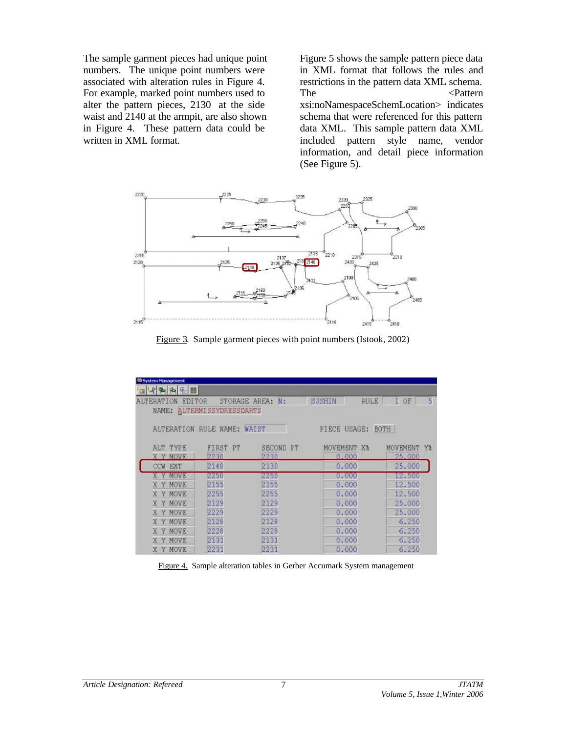The sample garment pieces had unique point numbers. The unique point numbers were associated with alteration rules in Figure 4. For example, marked point numbers used to alter the pattern pieces, 2130 at the side waist and 2140 at the armpit, are also shown in Figure 4. These pattern data could be written in XML format.

Figure 5 shows the sample pattern piece data in XML format that follows the rules and restrictions in the pattern data XML schema. The <Pattern xsi:noNamespaceSchemLocation> indicates schema that were referenced for this pattern data XML. This sample pattern data XML included pattern style name, vendor information, and detail piece information (See Figure 5).

Figure 3. Sample garment pieces with point numbers (Istook, 2002)

Figure 4. Sample alteration tables in Gerber Accumark System management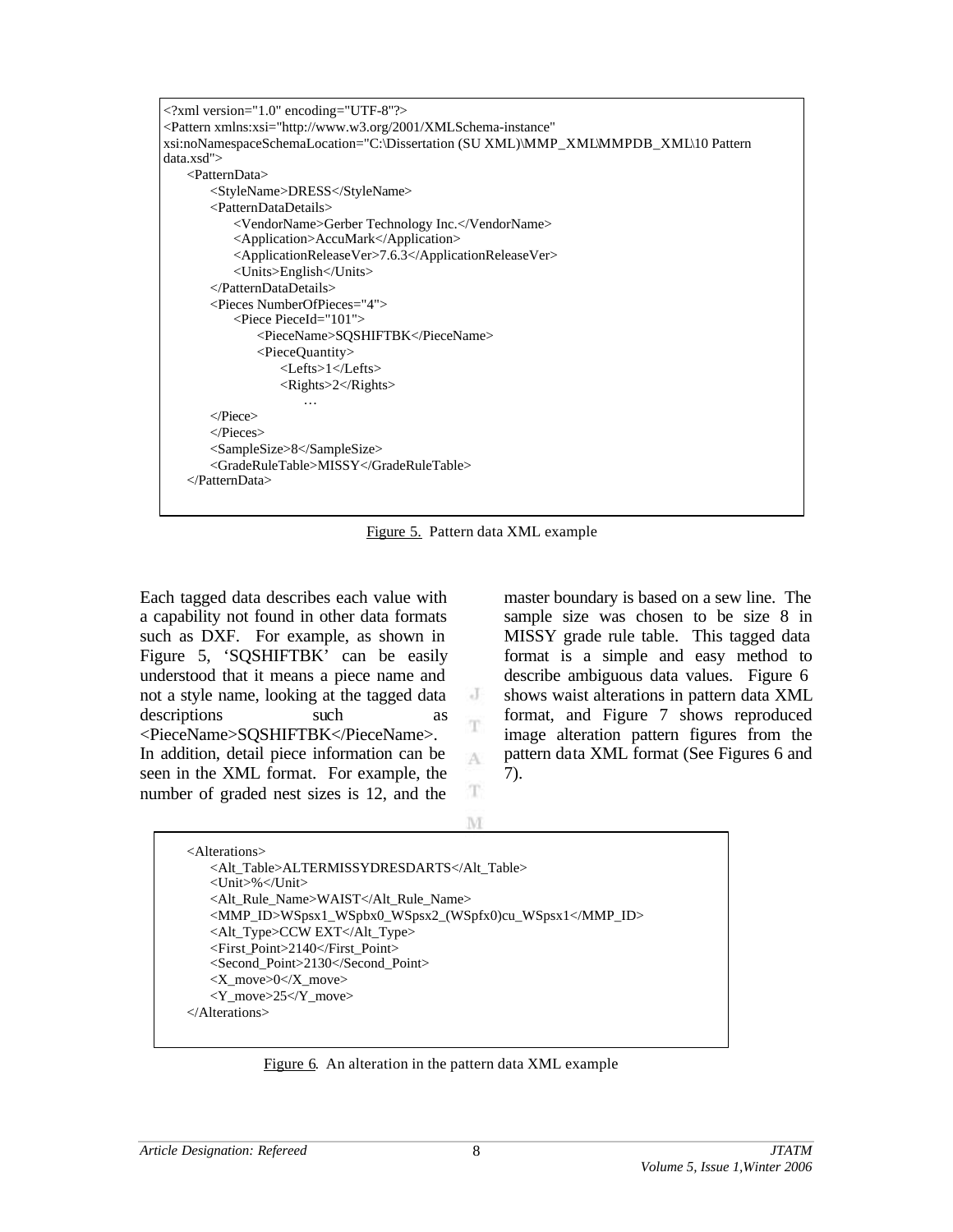```xml
<?xml version="1.0" encoding="UTF-8"?>
<Pattern xmlns:xsi="http://www.w3.org/2001/XMLSchema-instance"
xsi:noNamespaceSchemaLocation="C:\Dissertation (SU XML)\MMP_XML\MMPDB_XML\10 Pattern
data.xsd">
    <PatternData>
        <StyleName>DRESS</StyleName>
        <PatternDataDetails>
            <VendorName>Gerber Technology Inc.</VendorName>
            <Application>AccuMark</Application>
            <ApplicationReleaseVer>7.6.3</ApplicationReleaseVer>
            <Units>English</Units>
        </PatternDataDetails>
        <Pieces NumberOfPieces="4">
            <Piece PieceId="101">
                <PieceName>SQSHIFTBK</PieceName>
                <PieceQuantity>
                    <Lefts>1</Lefts>
                    <Rights>2</Rights>
                        …
        </Piece>
        </Pieces>
        <SampleSize>8</SampleSize>
        <GradeRuleTable>MISSY</GradeRuleTable>
    </PatternData>
```

Figure 5. Pattern data XML example

Each tagged data describes each value with a capability not found in other data formats such as DXF. For example, as shown in Figure 5, 'SQSHIFTBK' can be easily understood that it means a piece name and not a style name, looking at the tagged data descriptions such as <PieceName>SQSHIFTBK</PieceName>. In addition, detail piece information can be seen in the XML format. For example, the number of graded nest sizes is 12, and the master boundary is based on a sew line. The sample size was chosen to be size 8 in MISSY grade rule table. This tagged data format is a simple and easy method to describe ambiguous data values. Figure 6 shows waist alterations in pattern data XML format, and Figure 7 shows reproduced image alteration pattern figures from the pattern data XML format (See Figures 6 and 7).

```xml
<Alterations>
    <Alt_Table>ALTERMISSYDRESDARTS</Alt_Table>
    <Unit>%</Unit>
    <Alt_Rule_Name>WAIST</Alt_Rule_Name>
    <MMP_ID>WSpsx1_WSpbx0_WSpsx2_(WSpfx0)cu_WSpsx1</MMP_ID>
    <Alt_Type>CCW EXT</Alt_Type>
    <First_Point>2140</First_Point>
    <Second_Point>2130</Second_Point>
    <X_move>0</X_move>
    <Y_move>25</Y_move>
</Alterations>
```

Figure 6. An alteration in the pattern data XML example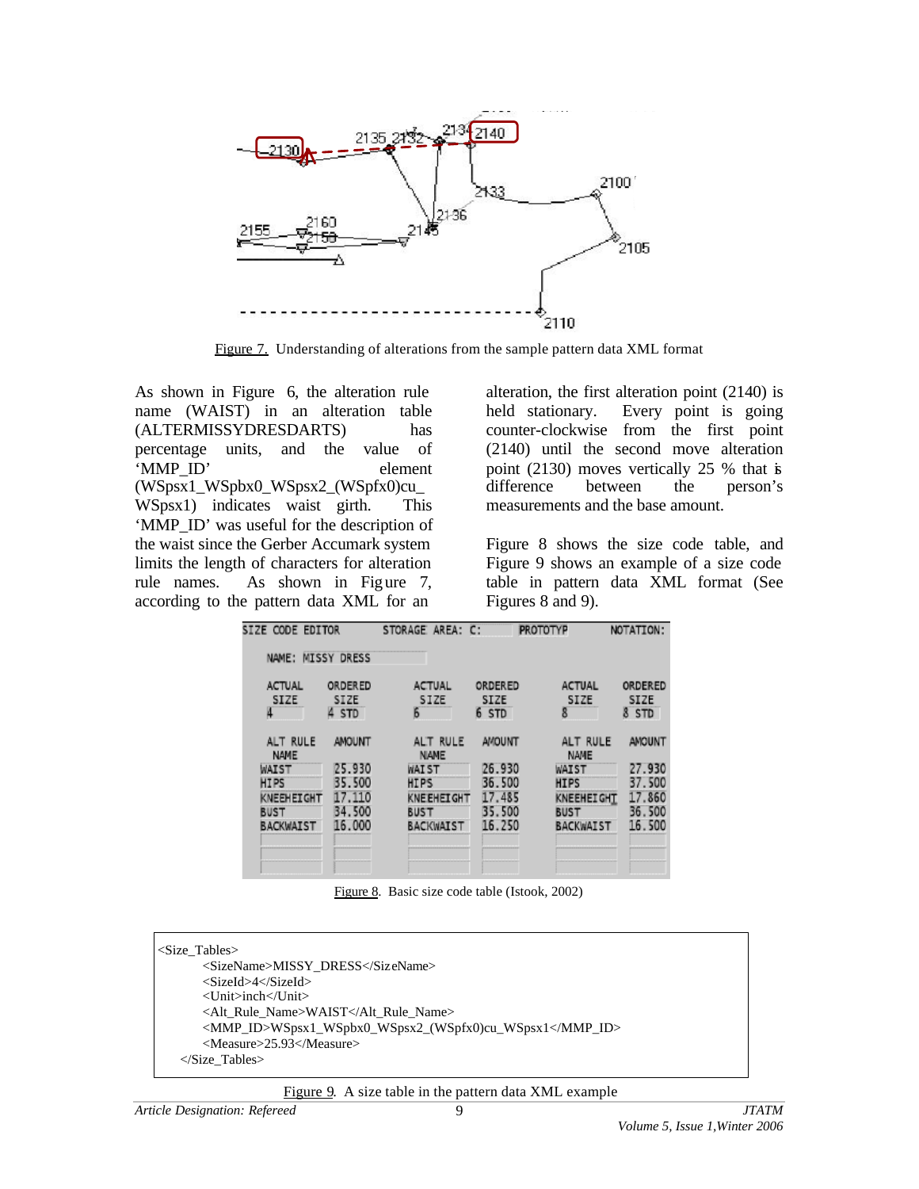Figure 7. Understanding of alterations from the sample pattern data XML format

As shown in Figure 6, the alteration rule name (WAIST) in an alteration table (ALTERMISSYDRESDARTS) has percentage units, and the value of 'MMP_ID' element (WSpsx1_WSpbx0_WSpsx2_(WSpfx0)cu_WSpsx1) indicates waist girth. This 'MMP_ID' was useful for the description of the waist since the Gerber Accumark system limits the length of characters for alteration rule names. As shown in Figure 7, according to the pattern data XML for an alteration, the first alteration point (2140) is held stationary. Every point is going counter-clockwise from the first point (2140) until the second move alteration point (2130) moves vertically 25 % that is difference between the person's measurements and the base amount.

Figure 8 shows the size code table, and Figure 9 shows an example of a size code table in pattern data XML format (See Figures 8 and 9).

SIZE CODE EDITOR STORAGE AREA: C: PROTOTYP NOTATION:

NAME: MISSY DRESS

| ACTUAL SIZE | ORDERED SIZE | ACTUAL SIZE | ORDERED SIZE | ACTUAL SIZE | ORDERED SIZE |
|---|---|---|---|---|---|
| 4 | 4 STD | 6 | 6 STD | 8 | 8 STD |
| ALT RULE NAME | AMOUNT | ALT RULE NAME | AMOUNT | ALT RULE NAME | AMOUNT |
| WAIST | 25.930 | WAIST | 26.930 | WAIST | 27.930 |
| HIPS | 35.500 | HIPS | 36.500 | HIPS | 37.500 |
| KNEEHEIGHT | 17.110 | KNEEHEIGHT | 17.485 | KNEEHEIGHT | 17.860 |
| BUST | 34.500 | BUST | 35.500 | BUST | 36.500 |
| BACKWAIST | 16.000 | BACKWAIST | 16.250 | BACKWAIST | 16.500 |

Figure 8. Basic size code table (Istook, 2002)

```
<Size_Tables>
        <SizeName>MISSY_DRESS</SizeName>
        <SizeId>4</SizeId>
        <Unit>inch</Unit>
        <Alt_Rule_Name>WAIST</Alt_Rule_Name>
        <MMP_ID>WSpsx1_WSpbx0_WSpsx2_(WSpfx0)cu_WSpsx1</MMP_ID>
        <Measure>25.93</Measure>
    </Size_Tables>
```

Figure 9. A size table in the pattern data XML example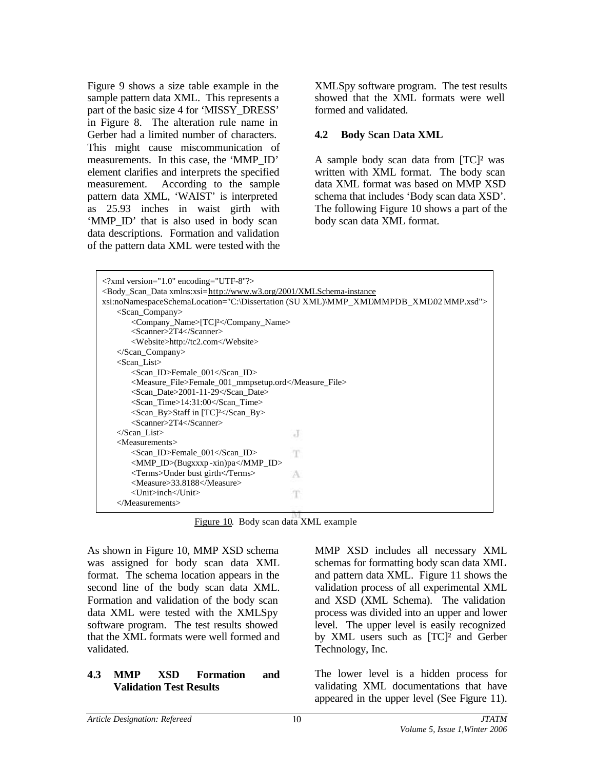Figure 9 shows a size table example in the sample pattern data XML. This represents a part of the basic size 4 for 'MISSY_DRESS' in Figure 8. The alteration rule name in Gerber had a limited number of characters. This might cause miscommunication of measurements. In this case, the 'MMP_ID' element clarifies and interprets the specified measurement. According to the sample pattern data XML, 'WAIST' is interpreted as 25.93 inches in waist girth with 'MMP_ID' that is also used in body scan data descriptions. Formation and validation of the pattern data XML were tested with the XMLSpy software program. The test results showed that the XML formats were well formed and validated.

## 4.2 Body Scan Data XML

A sample body scan data from [TC]² was written with XML format. The body scan data XML format was based on MMP XSD schema that includes 'Body scan data XSD'. The following Figure 10 shows a part of the body scan data XML format.

```
<?xml version="1.0" encoding="UTF-8"?>
<Body_Scan_Data xmlns:xsi=http://www.w3.org/2001/XMLSchema-instance
xsi:noNamespaceSchemaLocation="C:\Dissertation (SU XML)\MMP_XML\MMPDB_XML\02 MMP.xsd">
    <Scan_Company>
        <Company_Name>[TC]²</Company_Name>
        <Scanner>2T4</Scanner>
        <Website>http://tc2.com</Website>
    </Scan_Company>
    <Scan_List>
        <Scan_ID>Female_001</Scan_ID>
        <Measure_File>Female_001_mmpsetup.ord</Measure_File>
        <Scan_Date>2001-11-29</Scan_Date>
        <Scan_Time>14:31:00</Scan_Time>
        <Scan_By>Staff in [TC]²</Scan_By>
        <Scanner>2T4</Scanner>
    </Scan_List>
    <Measurements>
        <Scan_ID>Female_001</Scan_ID>
        <MMP_ID>(Bugxxxp-xin)pa</MMP_ID>
        <Terms>Under bust girth</Terms>
        <Measure>33.8188</Measure>
        <Unit>inch</Unit>
    </Measurements>
```

Figure 10. Body scan data XML example

As shown in Figure 10, MMP XSD schema was assigned for body scan data XML format. The schema location appears in the second line of the body scan data XML. Formation and validation of the body scan data XML were tested with the XMLSpy software program. The test results showed that the XML formats were well formed and validated.

## 4.3 MMP XSD Formation and Validation Test Results

MMP XSD includes all necessary XML schemas for formatting body scan data XML and pattern data XML. Figure 11 shows the validation process of all experimental XML and XSD (XML Schema). The validation process was divided into an upper and lower level. The upper level is easily recognized by XML users such as [TC]² and Gerber Technology, Inc.

The lower level is a hidden process for validating XML documentations that have appeared in the upper level (See Figure 11).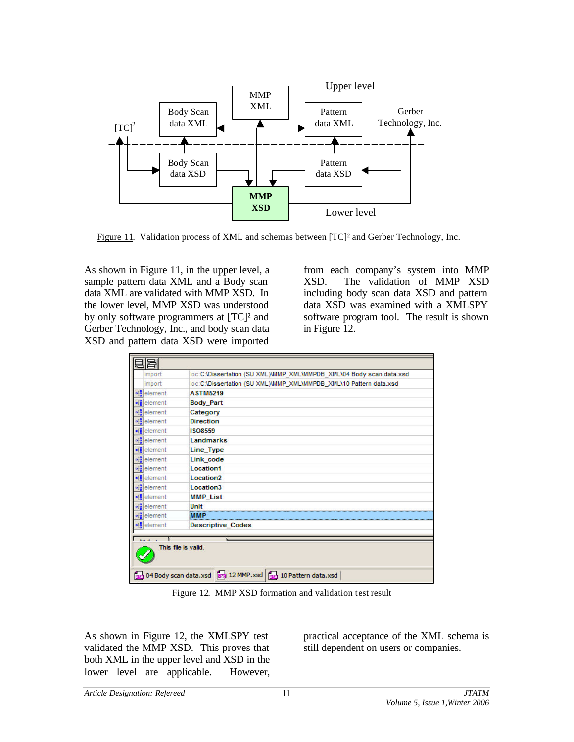Figure 11. Validation process of XML and schemas between [TC]² and Gerber Technology, Inc.

As shown in Figure 11, in the upper level, a sample pattern data XML and a Body scan data XML are validated with MMP XSD. In the lower level, MMP XSD was understood by only software programmers at [TC]² and Gerber Technology, Inc., and body scan data XSD and pattern data XSD were imported from each company's system into MMP XSD. The validation of MMP XSD including body scan data XSD and pattern data XSD was examined with a XMLSPY software program tool. The result is shown in Figure 12.

Figure 12. MMP XSD formation and validation test result

As shown in Figure 12, the XMLSPY test validated the MMP XSD. This proves that both XML in the upper level and XSD in the lower level are applicable. However, practical acceptance of the XML schema is still dependent on users or companies.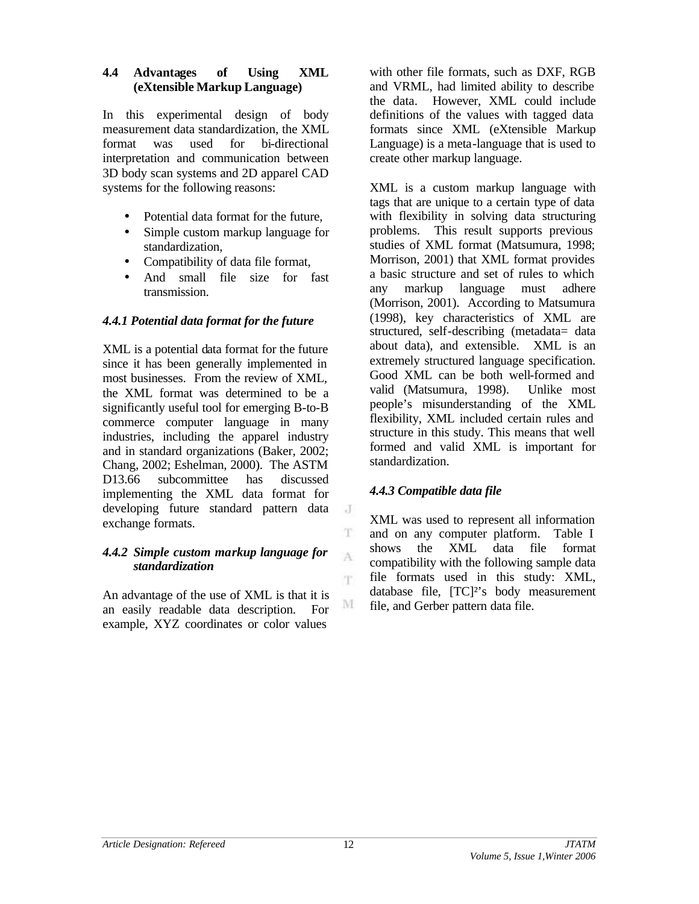### 4.4 Advantages of Using XML (eXtensible Markup Language)

In this experimental design of body measurement data standardization, the XML format was used for bi-directional interpretation and communication between 3D body scan systems and 2D apparel CAD systems for the following reasons:

- Potential data format for the future,
- Simple custom markup language for standardization,
- Compatibility of data file format,
- And small file size for fast transmission.

#### *4.4.1 Potential data format for the future*

XML is a potential data format for the future since it has been generally implemented in most businesses. From the review of XML, the XML format was determined to be a significantly useful tool for emerging B-to-B commerce computer language in many industries, including the apparel industry and in standard organizations (Baker, 2002; Chang, 2002; Eshelman, 2000). The ASTM D13.66 subcommittee has discussed implementing the XML data format for developing future standard pattern data exchange formats.

#### *4.4.2 Simple custom markup language for standardization*

An advantage of the use of XML is that it is an easily readable data description. For example, XYZ coordinates or color values with other file formats, such as DXF, RGB and VRML, had limited ability to describe the data. However, XML could include definitions of the values with tagged data formats since XML (eXtensible Markup Language) is a meta-language that is used to create other markup language.

XML is a custom markup language with tags that are unique to a certain type of data with flexibility in solving data structuring problems. This result supports previous studies of XML format (Matsumura, 1998; Morrison, 2001) that XML format provides a basic structure and set of rules to which any markup language must adhere (Morrison, 2001). According to Matsumura (1998), key characteristics of XML are structured, self-describing (metadata= data about data), and extensible. XML is an extremely structured language specification. Good XML can be both well-formed and valid (Matsumura, 1998). Unlike most people's misunderstanding of the XML flexibility, XML included certain rules and structure in this study. This means that well formed and valid XML is important for standardization.

#### *4.4.3 Compatible data file*

XML was used to represent all information and on any computer platform. Table I shows the XML data file format compatibility with the following sample data file formats used in this study: XML, database file, [TC]²'s body measurement file, and Gerber pattern data file.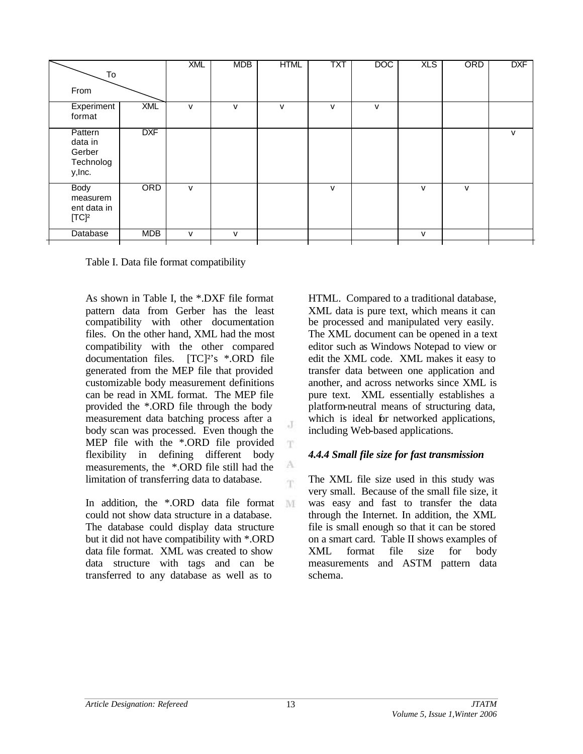| From \ To | | XML | MDB | HTML | TXT | DOC | XLS | ORD | DXF |
|---|---|---|---|---|---|---|---|---|---|
| Experiment format | XML | v | v | v | v | v | | | |
| Pattern data in Gerber Technology,Inc. | DXF | | | | | | | | v |
| Body measurement data in [TC]² | ORD | v | | | v | | v | v | |
| Database | MDB | v | v | | | | v | | |

Table I. Data file format compatibility

As shown in Table I, the *.DXF file format pattern data from Gerber has the least compatibility with other documentation files. On the other hand, XML had the most compatibility with the other compared documentation files. [TC]²'s *.ORD file generated from the MEP file that provided customizable body measurement definitions can be read in XML format. The MEP file provided the *.ORD file through the body measurement data batching process after a body scan was processed. Even though the MEP file with the *.ORD file provided flexibility in defining different body measurements, the *.ORD file still had the limitation of transferring data to database.

In addition, the *.ORD data file format could not show data structure in a database. The database could display data structure but it did not have compatibility with *.ORD data file format. XML was created to show data structure with tags and can be transferred to any database as well as to HTML. Compared to a traditional database, XML data is pure text, which means it can be processed and manipulated very easily. The XML document can be opened in a text editor such as Windows Notepad to view or edit the XML code. XML makes it easy to transfer data between one application and another, and across networks since XML is pure text. XML essentially establishes a platform-neutral means of structuring data, which is ideal for networked applications, including Web-based applications.

#### *4.4.4 Small file size for fast transmission*

The XML file size used in this study was very small. Because of the small file size, it was easy and fast to transfer the data through the Internet. In addition, the XML file is small enough so that it can be stored on a smart card. Table II shows examples of XML format file size for body measurements and ASTM pattern data schema.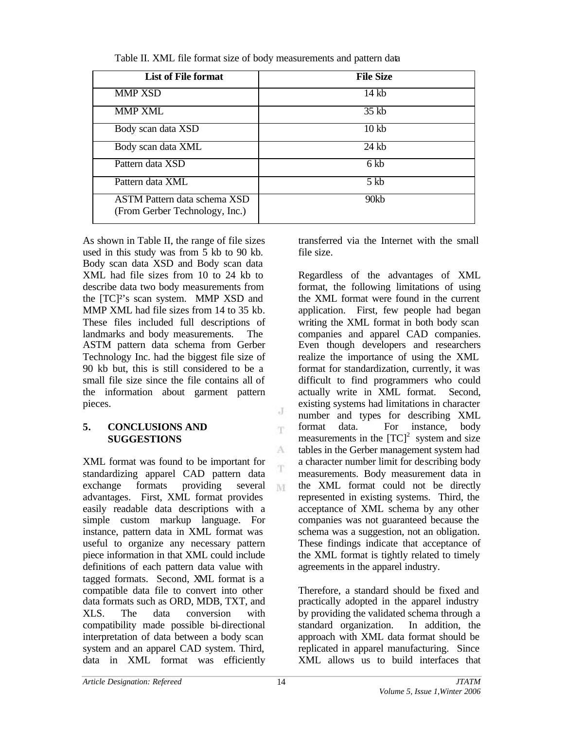Table II. XML file format size of body measurements and pattern data

| List of File format | File Size |
|---|---|
| MMP XSD | 14 kb |
| MMP XML | 35 kb |
| Body scan data XSD | 10 kb |
| Body scan data XML | 24 kb |
| Pattern data XSD | 6 kb |
| Pattern data XML | 5 kb |
| ASTM Pattern data schema XSD (From Gerber Technology, Inc.) | 90kb |

As shown in Table II, the range of file sizes used in this study was from 5 kb to 90 kb. Body scan data XSD and Body scan data XML had file sizes from 10 to 24 kb to describe data two body measurements from the [TC]²'s scan system. MMP XSD and MMP XML had file sizes from 14 to 35 kb. These files included full descriptions of landmarks and body measurements. The ASTM pattern data schema from Gerber Technology Inc. had the biggest file size of 90 kb but, this is still considered to be a small file size since the file contains all of the information about garment pattern pieces.

## 5. CONCLUSIONS AND SUGGESTIONS

XML format was found to be important for standardizing apparel CAD pattern data exchange formats providing several advantages. First, XML format provides easily readable data descriptions with a simple custom markup language. For instance, pattern data in XML format was useful to organize any necessary pattern piece information in that XML could include definitions of each pattern data value with tagged formats. Second, XML format is a compatible data file to convert into other data formats such as ORD, MDB, TXT, and XLS. The data conversion with compatibility made possible bi-directional interpretation of data between a body scan system and an apparel CAD system. Third, data in XML format was efficiently transferred via the Internet with the small file size.

Regardless of the advantages of XML format, the following limitations of using the XML format were found in the current application. First, few people had began writing the XML format in both body scan companies and apparel CAD companies. Even though developers and researchers realize the importance of using the XML format for standardization, currently, it was difficult to find programmers who could actually write in XML format. Second, existing systems had limitations in character number and types for describing XML format data. For instance, body measurements in the [TC]² system and size tables in the Gerber management system had a character number limit for describing body measurements. Body measurement data in the XML format could not be directly represented in existing systems. Third, the acceptance of XML schema by any other companies was not guaranteed because the schema was a suggestion, not an obligation. These findings indicate that acceptance of the XML format is tightly related to timely agreements in the apparel industry.

Therefore, a standard should be fixed and practically adopted in the apparel industry by providing the validated schema through a standard organization. In addition, the approach with XML data format should be replicated in apparel manufacturing. Since XML allows us to build interfaces that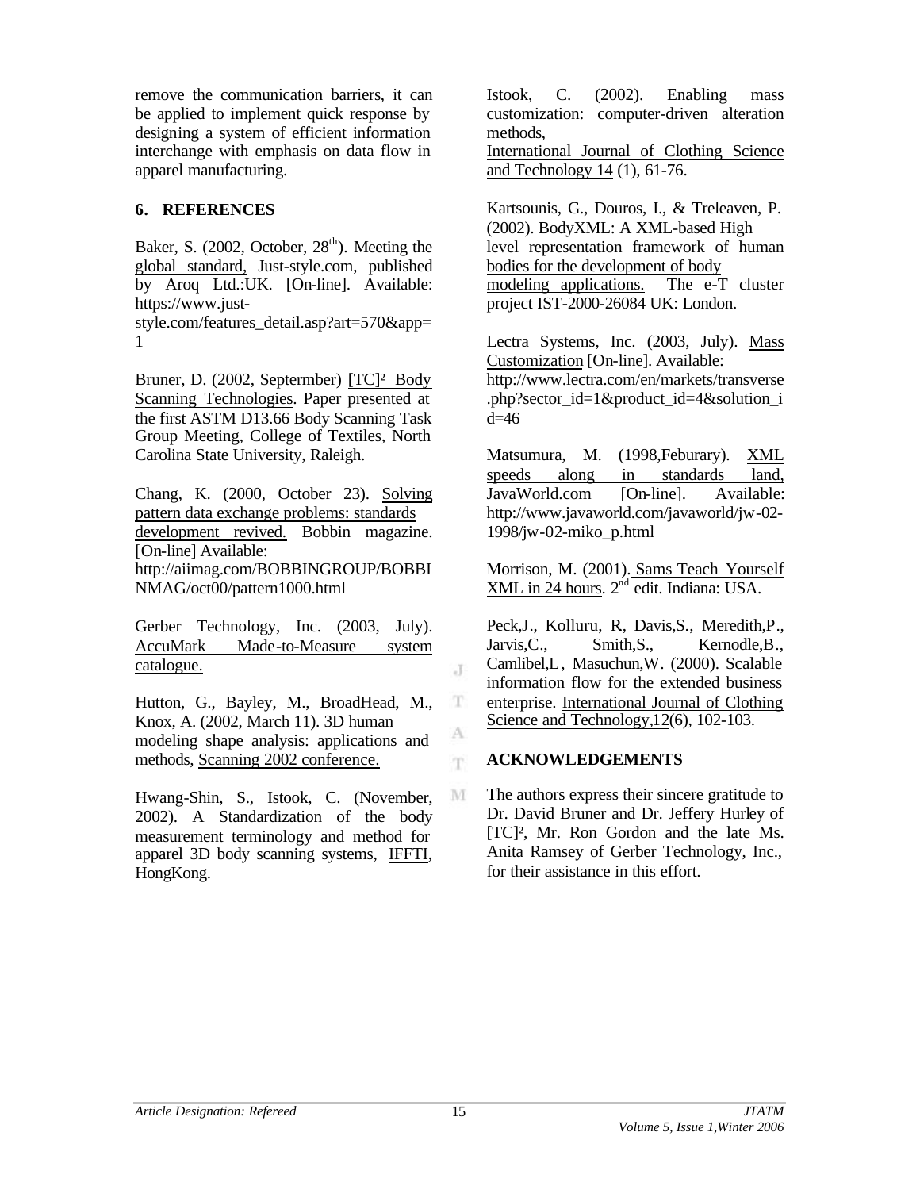remove the communication barriers, it can be applied to implement quick response by designing a system of efficient information interchange with emphasis on data flow in apparel manufacturing.

## 6. REFERENCES

Baker, S. (2002, October, 28th). Meeting the global standard, Just-style.com, published by Aroq Ltd.:UK. [On-line]. Available: https://www.just-style.com/features_detail.asp?art=570&app=1

Bruner, D. (2002, Septermber) [TC]² Body Scanning Technologies. Paper presented at the first ASTM D13.66 Body Scanning Task Group Meeting, College of Textiles, North Carolina State University, Raleigh.

Chang, K. (2000, October 23). Solving pattern data exchange problems: standards development revived. Bobbin magazine. [On-line] Available: http://aiimag.com/BOBBINGROUP/BOBBINMAG/oct00/pattern1000.html

Gerber Technology, Inc. (2003, July). AccuMark Made-to-Measure system catalogue.

Hutton, G., Bayley, M., BroadHead, M., Knox, A. (2002, March 11). 3D human modeling shape analysis: applications and methods, Scanning 2002 conference.

Hwang-Shin, S., Istook, C. (November, 2002). A Standardization of the body measurement terminology and method for apparel 3D body scanning systems, IFFTI, HongKong.

Istook, C. (2002). Enabling mass customization: computer-driven alteration methods, International Journal of Clothing Science and Technology 14 (1), 61-76.

Kartsounis, G., Douros, I., & Treleaven, P. (2002). BodyXML: A XML-based High level representation framework of human bodies for the development of body modeling applications. The e-T cluster project IST-2000-26084 UK: London.

Lectra Systems, Inc. (2003, July). Mass Customization [On-line]. Available: http://www.lectra.com/en/markets/transverse.php?sector_id=1&product_id=4&solution_id=46

Matsumura, M. (1998,Feburary). XML speeds along in standards land, JavaWorld.com [On-line]. Available: http://www.javaworld.com/javaworld/jw-02-1998/jw-02-miko_p.html

Morrison, M. (2001). Sams Teach Yourself XML in 24 hours. 2nd edit. Indiana: USA.

Peck,J., Kolluru, R, Davis,S., Meredith,P., Jarvis,C., Smith,S., Kernodle,B., Camlibel,L, Masuchun,W. (2000). Scalable information flow for the extended business enterprise. International Journal of Clothing Science and Technology,12(6), 102-103.

## ACKNOWLEDGEMENTS

The authors express their sincere gratitude to Dr. David Bruner and Dr. Jeffery Hurley of [TC]², Mr. Ron Gordon and the late Ms. Anita Ramsey of Gerber Technology, Inc., for their assistance in this effort.